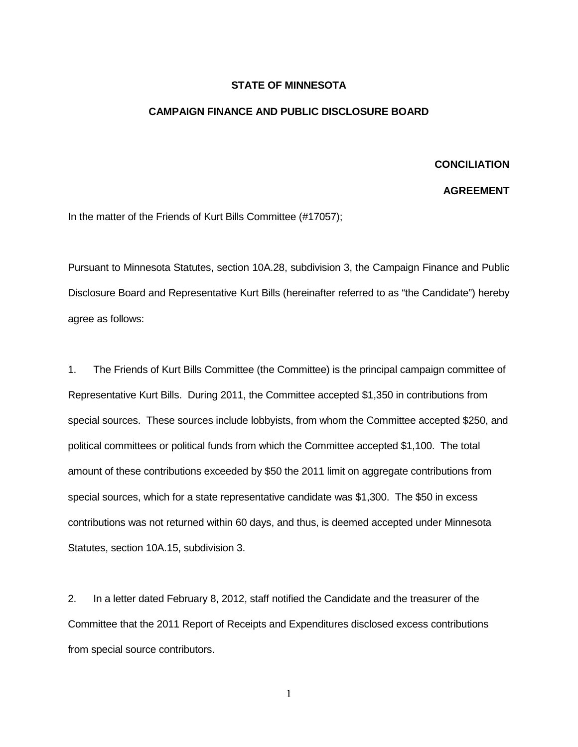**STATE OF MINNESOTA**

**CAMPAIGN FINANCE AND PUBLIC DISCLOSURE BOARD**

**CONCILIATION**

**AGREEMENT**

In the matter of the Friends of Kurt Bills Committee (#17057);

Pursuant to Minnesota Statutes, section 10A.28, subdivision 3, the Campaign Finance and Public Disclosure Board and Representative Kurt Bills (hereinafter referred to as "the Candidate") hereby agree as follows:

1. The Friends of Kurt Bills Committee (the Committee) is the principal campaign committee of Representative Kurt Bills. During 2011, the Committee accepted $1,350 in contributions from special sources. These sources include lobbyists, from whom the Committee accepted $250, and political committees or political funds from which the Committee accepted $1,100. The total amount of these contributions exceeded by $50 the 2011 limit on aggregate contributions from special sources, which for a state representative candidate was $1,300. The $50 in excess contributions was not returned within 60 days, and thus, is deemed accepted under Minnesota Statutes, section 10A.15, subdivision 3.

2. In a letter dated February 8, 2012, staff notified the Candidate and the treasurer of the Committee that the 2011 Report of Receipts and Expenditures disclosed excess contributions from special source contributors.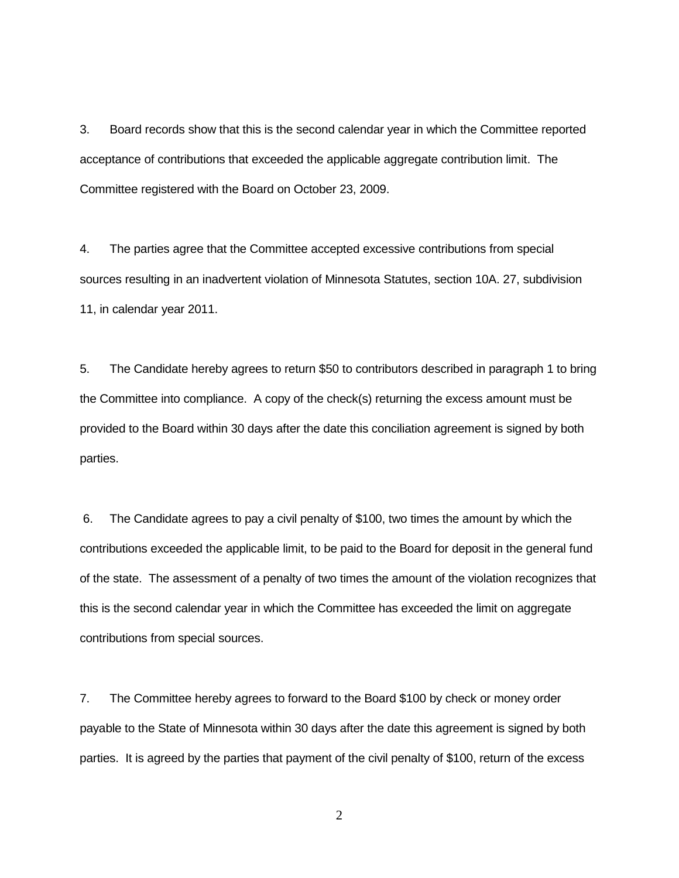3. Board records show that this is the second calendar year in which the Committee reported acceptance of contributions that exceeded the applicable aggregate contribution limit. The Committee registered with the Board on October 23, 2009.

4. The parties agree that the Committee accepted excessive contributions from special sources resulting in an inadvertent violation of Minnesota Statutes, section 10A. 27, subdivision 11, in calendar year 2011.

5. The Candidate hereby agrees to return $50 to contributors described in paragraph 1 to bring the Committee into compliance. A copy of the check(s) returning the excess amount must be provided to the Board within 30 days after the date this conciliation agreement is signed by both parties.

6. The Candidate agrees to pay a civil penalty of $100, two times the amount by which the contributions exceeded the applicable limit, to be paid to the Board for deposit in the general fund of the state. The assessment of a penalty of two times the amount of the violation recognizes that this is the second calendar year in which the Committee has exceeded the limit on aggregate contributions from special sources.

7. The Committee hereby agrees to forward to the Board $100 by check or money order payable to the State of Minnesota within 30 days after the date this agreement is signed by both parties. It is agreed by the parties that payment of the civil penalty of $100, return of the excess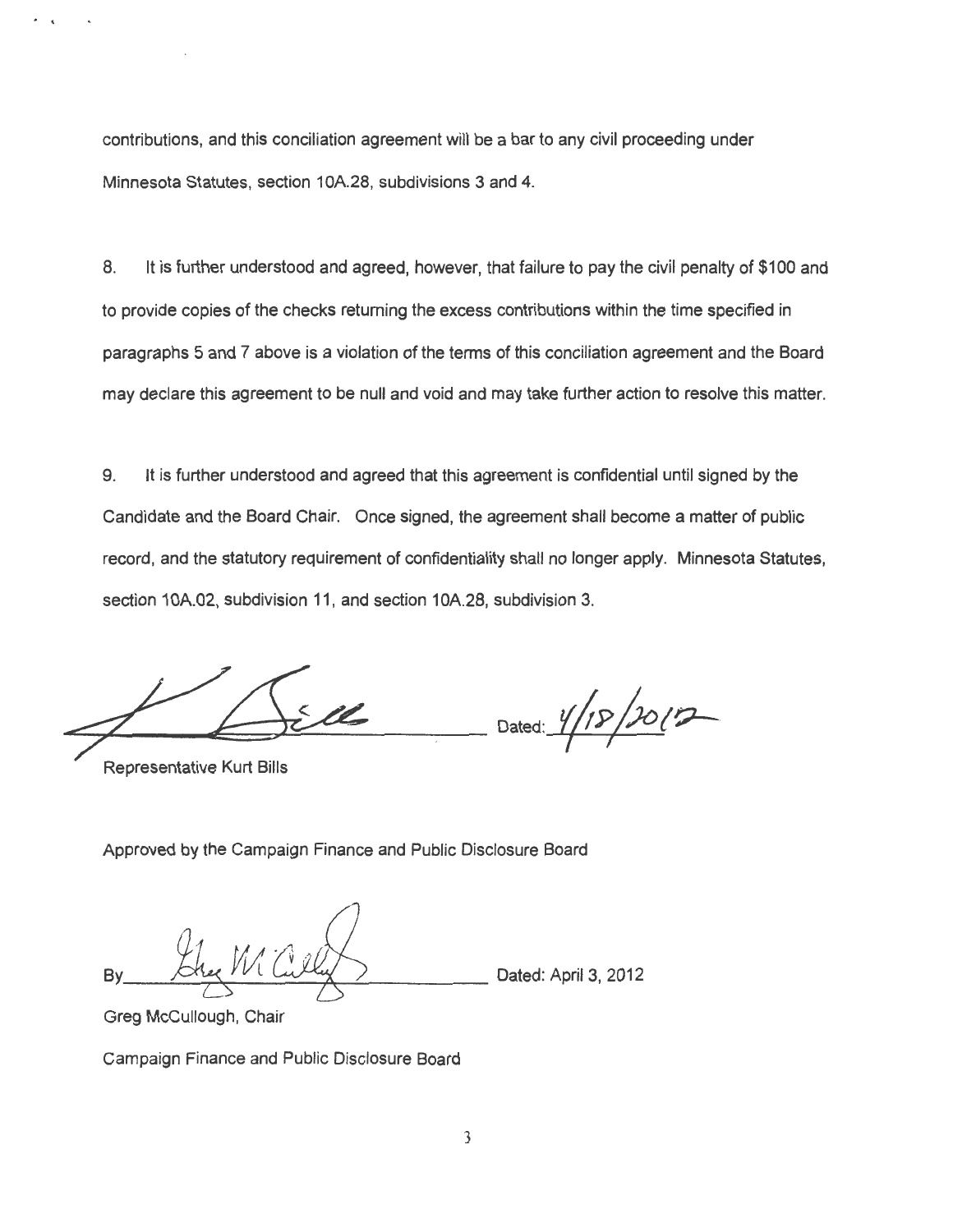contributions, and this conciliation agreement will be a bar to any civil proceeding under Minnesota Statutes, section 10A.28, subdivisions 3 and 4.

8. It is further understood and agreed, however, that failure to pay the civil penalty of $100 and to provide copies of the checks returning the excess contributions within the time specified in paragraphs 5 and 7 above is a violation of the terms of this conciliation agreement and the Board may declare this agreement to be null and void and may take further action to resolve this matter.

9. It is further understood and agreed that this agreement is confidential until signed by the Candidate and the Board Chair. Once signed, the agreement shall become a matter of public record, and the statutory requirement of confidentiality shall no longer apply. Minnesota Statutes, section 10A.02, subdivision 11, and section 10A.28, subdivision 3.

_______________________ Dated: 4/18/2012

Representative Kurt Bills

Approved by the Campaign Finance and Public Disclosure Board

By_______________________ Dated: April 3, 2012

Greg McCullough, Chair

Campaign Finance and Public Disclosure Board